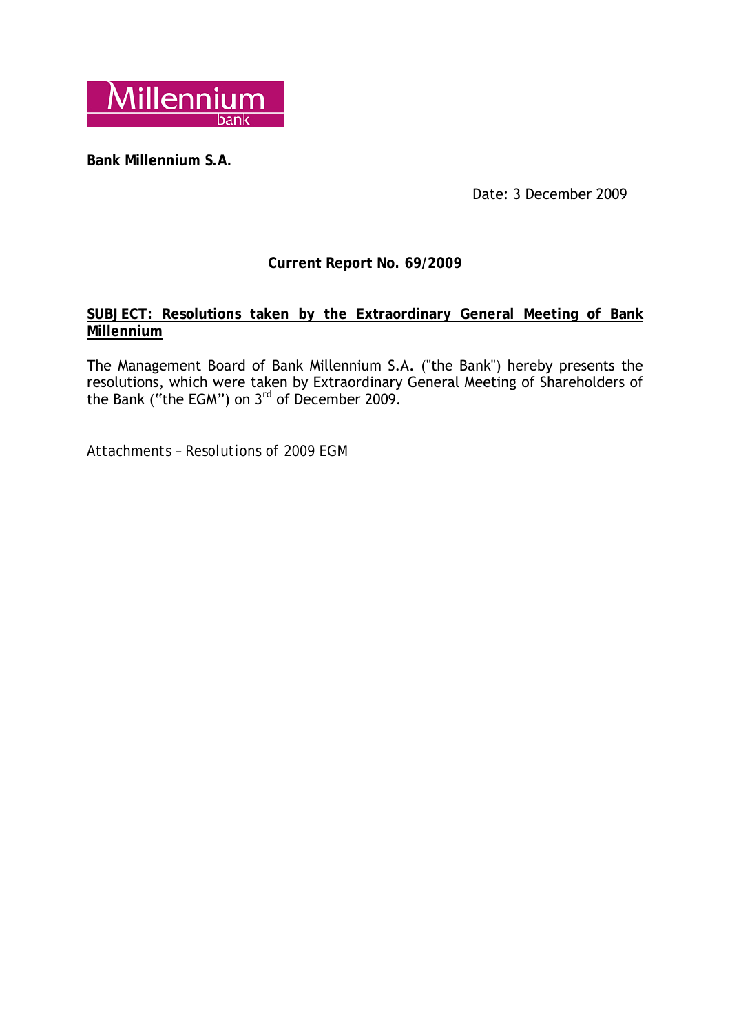Millennium bank

**Bank Millennium S.A.**

Date: 3 December 2009

## Current Report No. 69/2009

**SUBJECT: Resolutions taken by the Extraordinary General Meeting of Bank Millennium**

The Management Board of Bank Millennium S.A. ("the Bank") hereby presents the resolutions, which were taken by Extraordinary General Meeting of Shareholders of the Bank ("the EGM") on 3rd of December 2009.

*Attachments – Resolutions of 2009 EGM*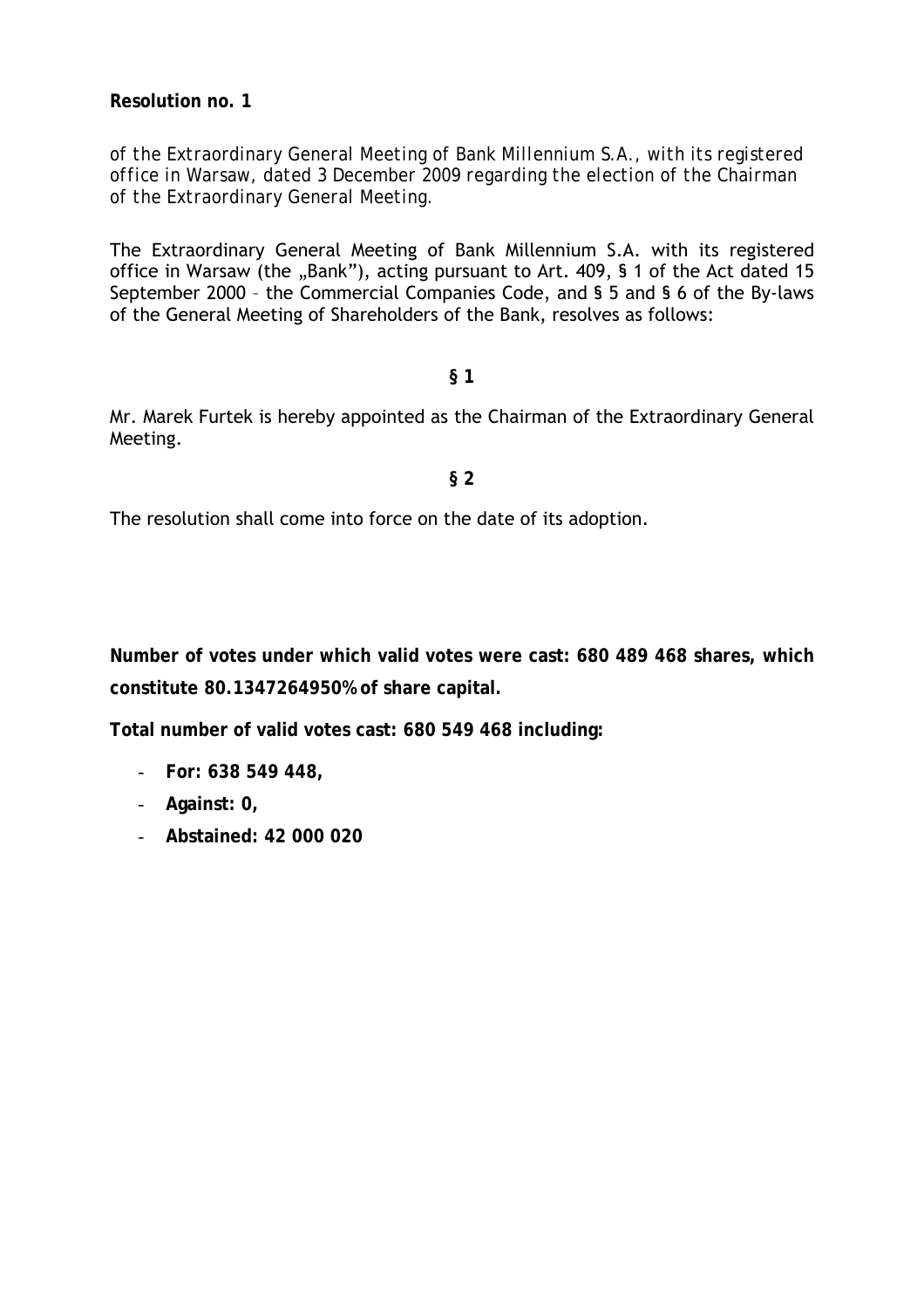**Resolution no. 1**

*of the Extraordinary General Meeting of Bank Millennium S.A., with its registered office in Warsaw, dated 3 December 2009 regarding the election of the Chairman of the Extraordinary General Meeting.*

The Extraordinary General Meeting of Bank Millennium S.A. with its registered office in Warsaw (the „Bank"), acting pursuant to Art. 409, § 1 of the Act dated 15 September 2000 – the Commercial Companies Code, and § 5 and § 6 of the By-laws of the General Meeting of Shareholders of the Bank, resolves as follows:

**§ 1**

Mr. Marek Furtek is hereby appointed as the Chairman of the Extraordinary General Meeting.

**§ 2**

The resolution shall come into force on the date of its adoption.

**Number of votes under which valid votes were cast: 680 489 468 shares, which constitute 80.1347264950% of share capital.**

**Total number of valid votes cast: 680 549 468 including:**

- **For: 638 549 448,**
- **Against: 0,**
- **Abstained: 42 000 020**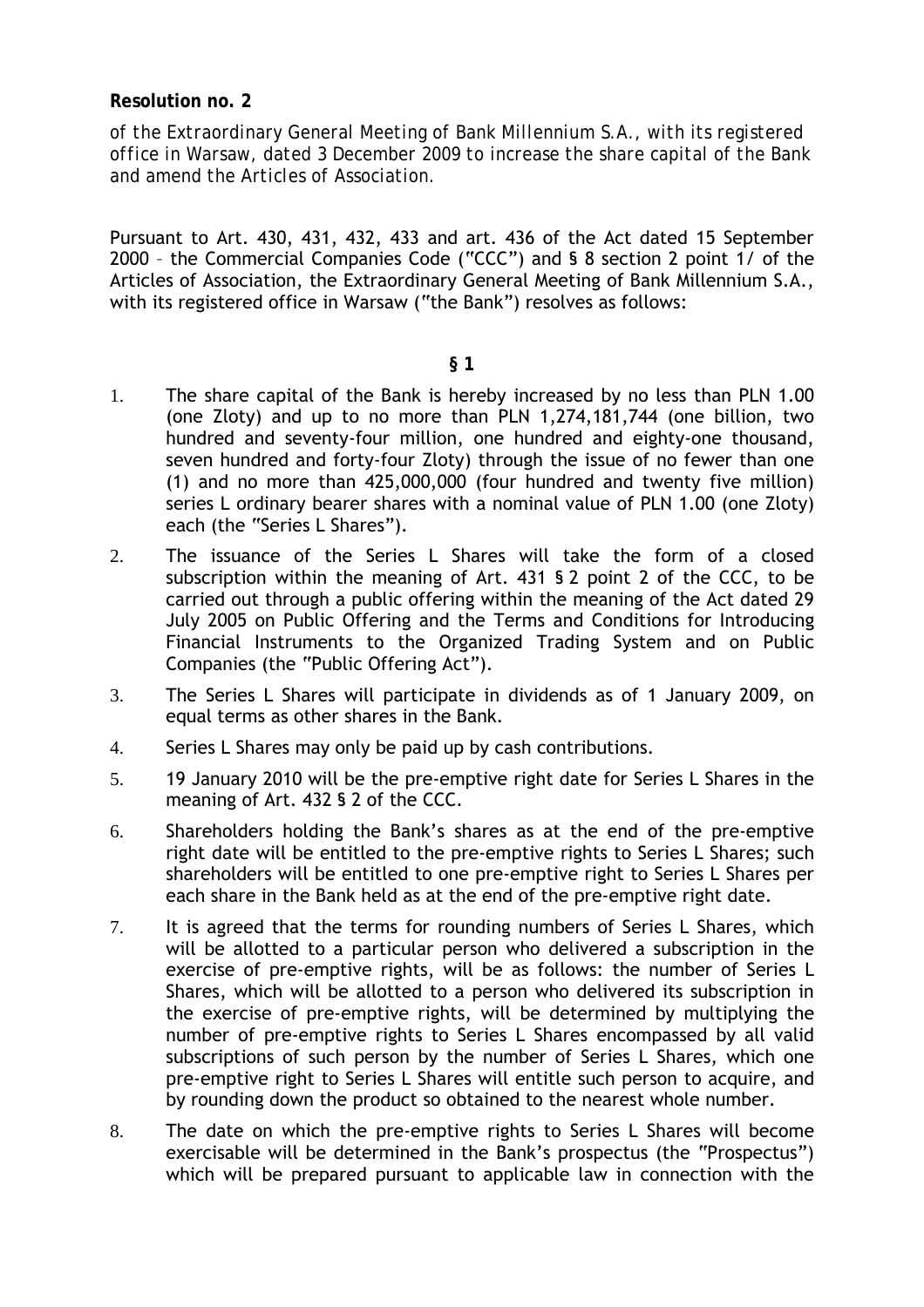**Resolution no. 2**

*of the Extraordinary General Meeting of Bank Millennium S.A., with its registered office in Warsaw, dated 3 December 2009 to increase the share capital of the Bank and amend the Articles of Association.*

Pursuant to Art. 430, 431, 432, 433 and art. 436 of the Act dated 15 September 2000 – the Commercial Companies Code ("CCC") and § 8 section 2 point 1/ of the Articles of Association, the Extraordinary General Meeting of Bank Millennium S.A., with its registered office in Warsaw ("the Bank") resolves as follows:

**§ 1**

1. The share capital of the Bank is hereby increased by no less than PLN 1.00 (one Zloty) and up to no more than PLN 1,274,181,744 (one billion, two hundred and seventy-four million, one hundred and eighty-one thousand, seven hundred and forty-four Zloty) through the issue of no fewer than one (1) and no more than 425,000,000 (four hundred and twenty five million) series L ordinary bearer shares with a nominal value of PLN 1.00 (one Zloty) each (the "Series L Shares").
2. The issuance of the Series L Shares will take the form of a closed subscription within the meaning of Art. 431 § 2 point 2 of the CCC, to be carried out through a public offering within the meaning of the Act dated 29 July 2005 on Public Offering and the Terms and Conditions for Introducing Financial Instruments to the Organized Trading System and on Public Companies (the "Public Offering Act").
3. The Series L Shares will participate in dividends as of 1 January 2009, on equal terms as other shares in the Bank.
4. Series L Shares may only be paid up by cash contributions.
5. 19 January 2010 will be the pre-emptive right date for Series L Shares in the meaning of Art. 432 § 2 of the CCC.
6. Shareholders holding the Bank's shares as at the end of the pre-emptive right date will be entitled to the pre-emptive rights to Series L Shares; such shareholders will be entitled to one pre-emptive right to Series L Shares per each share in the Bank held as at the end of the pre-emptive right date.
7. It is agreed that the terms for rounding numbers of Series L Shares, which will be allotted to a particular person who delivered a subscription in the exercise of pre-emptive rights, will be as follows: the number of Series L Shares, which will be allotted to a person who delivered its subscription in the exercise of pre-emptive rights, will be determined by multiplying the number of pre-emptive rights to Series L Shares encompassed by all valid subscriptions of such person by the number of Series L Shares, which one pre-emptive right to Series L Shares will entitle such person to acquire, and by rounding down the product so obtained to the nearest whole number.
8. The date on which the pre-emptive rights to Series L Shares will become exercisable will be determined in the Bank's prospectus (the "Prospectus") which will be prepared pursuant to applicable law in connection with the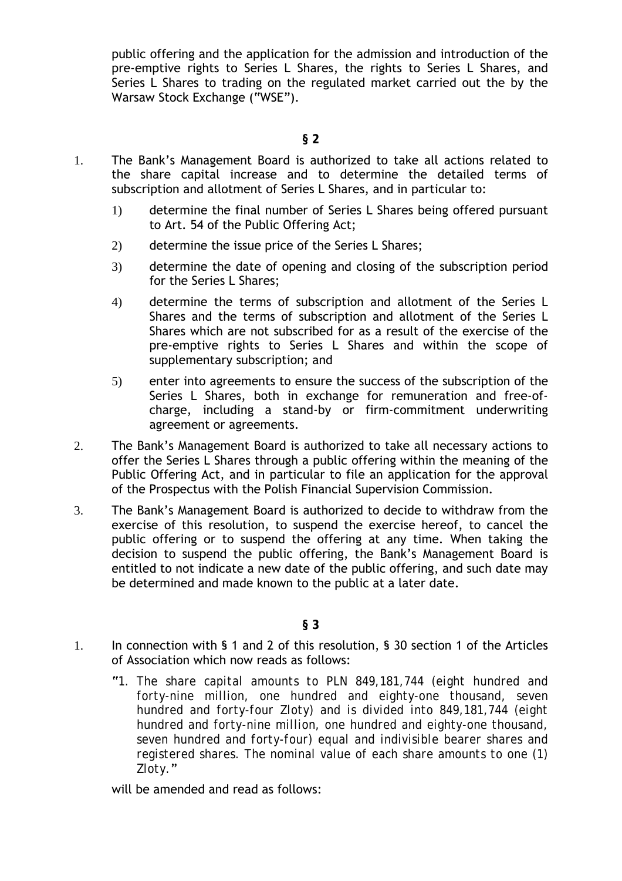public offering and the application for the admission and introduction of the pre-emptive rights to Series L Shares, the rights to Series L Shares, and Series L Shares to trading on the regulated market carried out the by the Warsaw Stock Exchange ("WSE").

**§ 2**

1. The Bank's Management Board is authorized to take all actions related to the share capital increase and to determine the detailed terms of subscription and allotment of Series L Shares, and in particular to:
   1) determine the final number of Series L Shares being offered pursuant to Art. 54 of the Public Offering Act;
   2) determine the issue price of the Series L Shares;
   3) determine the date of opening and closing of the subscription period for the Series L Shares;
   4) determine the terms of subscription and allotment of the Series L Shares and the terms of subscription and allotment of the Series L Shares which are not subscribed for as a result of the exercise of the pre-emptive rights to Series L Shares and within the scope of supplementary subscription; and
   5) enter into agreements to ensure the success of the subscription of the Series L Shares, both in exchange for remuneration and free-of-charge, including a stand-by or firm-commitment underwriting agreement or agreements.
2. The Bank's Management Board is authorized to take all necessary actions to offer the Series L Shares through a public offering within the meaning of the Public Offering Act, and in particular to file an application for the approval of the Prospectus with the Polish Financial Supervision Commission.
3. The Bank's Management Board is authorized to decide to withdraw from the exercise of this resolution, to suspend the exercise hereof, to cancel the public offering or to suspend the offering at any time. When taking the decision to suspend the public offering, the Bank's Management Board is entitled to not indicate a new date of the public offering, and such date may be determined and made known to the public at a later date.

**§ 3**

1. In connection with § 1 and 2 of this resolution, § 30 section 1 of the Articles of Association which now reads as follows:

   "1. *The share capital amounts to PLN 849,181,744 (eight hundred and forty-nine million, one hundred and eighty-one thousand, seven hundred and forty-four Zloty) and is divided into 849,181,744 (eight hundred and forty-nine million, one hundred and eighty-one thousand, seven hundred and forty-four) equal and indivisible bearer shares and registered shares. The nominal value of each share amounts to one (1) Zloty.*"

   will be amended and read as follows: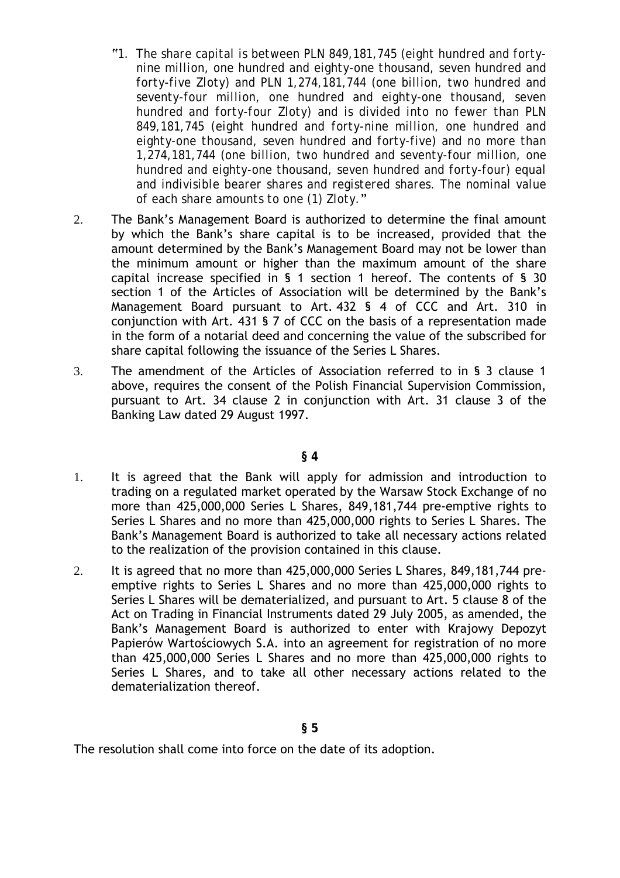"1. *The share capital is between PLN 849,181,745 (eight hundred and forty-nine million, one hundred and eighty-one thousand, seven hundred and forty-five Zloty) and PLN 1,274,181,744 (one billion, two hundred and seventy-four million, one hundred and eighty-one thousand, seven hundred and forty-four Zloty) and is divided into no fewer than PLN 849,181,745 (eight hundred and forty-nine million, one hundred and eighty-one thousand, seven hundred and forty-five) and no more than 1,274,181,744 (one billion, two hundred and seventy-four million, one hundred and eighty-one thousand, seven hundred and forty-four) equal and indivisible bearer shares and registered shares. The nominal value of each share amounts to one (1) Zloty.*"

2. The Bank's Management Board is authorized to determine the final amount by which the Bank's share capital is to be increased, provided that the amount determined by the Bank's Management Board may not be lower than the minimum amount or higher than the maximum amount of the share capital increase specified in § 1 section 1 hereof. The contents of § 30 section 1 of the Articles of Association will be determined by the Bank's Management Board pursuant to Art. 432 § 4 of CCC and Art. 310 in conjunction with Art. 431 § 7 of CCC on the basis of a representation made in the form of a notarial deed and concerning the value of the subscribed for share capital following the issuance of the Series L Shares.
3. The amendment of the Articles of Association referred to in § 3 clause 1 above, requires the consent of the Polish Financial Supervision Commission, pursuant to Art. 34 clause 2 in conjunction with Art. 31 clause 3 of the Banking Law dated 29 August 1997.

**§ 4**

1. It is agreed that the Bank will apply for admission and introduction to trading on a regulated market operated by the Warsaw Stock Exchange of no more than 425,000,000 Series L Shares, 849,181,744 pre-emptive rights to Series L Shares and no more than 425,000,000 rights to Series L Shares. The Bank's Management Board is authorized to take all necessary actions related to the realization of the provision contained in this clause.
2. It is agreed that no more than 425,000,000 Series L Shares, 849,181,744 pre-emptive rights to Series L Shares and no more than 425,000,000 rights to Series L Shares will be dematerialized, and pursuant to Art. 5 clause 8 of the Act on Trading in Financial Instruments dated 29 July 2005, as amended, the Bank's Management Board is authorized to enter with Krajowy Depozyt Papierów Wartościowych S.A. into an agreement for registration of no more than 425,000,000 Series L Shares and no more than 425,000,000 rights to Series L Shares, and to take all other necessary actions related to the dematerialization thereof.

**§ 5**

The resolution shall come into force on the date of its adoption.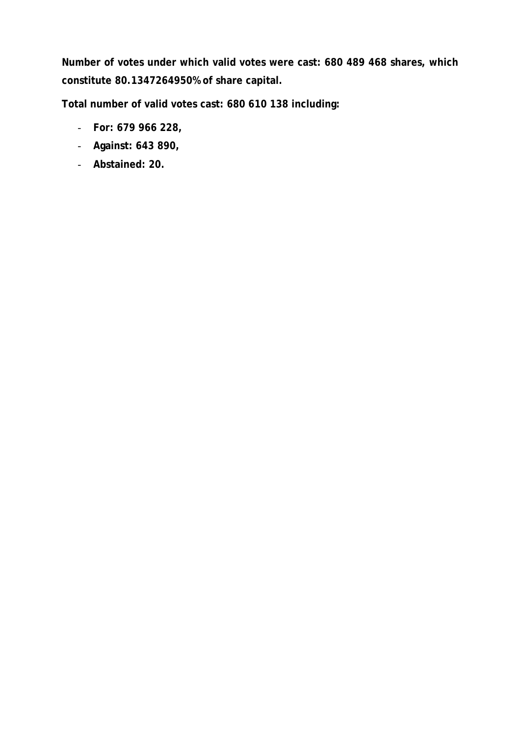**Number of votes under which valid votes were cast: 680 489 468 shares, which constitute 80.1347264950% of share capital.**

**Total number of valid votes cast: 680 610 138 including:**

- **For: 679 966 228,**
- **Against: 643 890,**
- **Abstained: 20.**